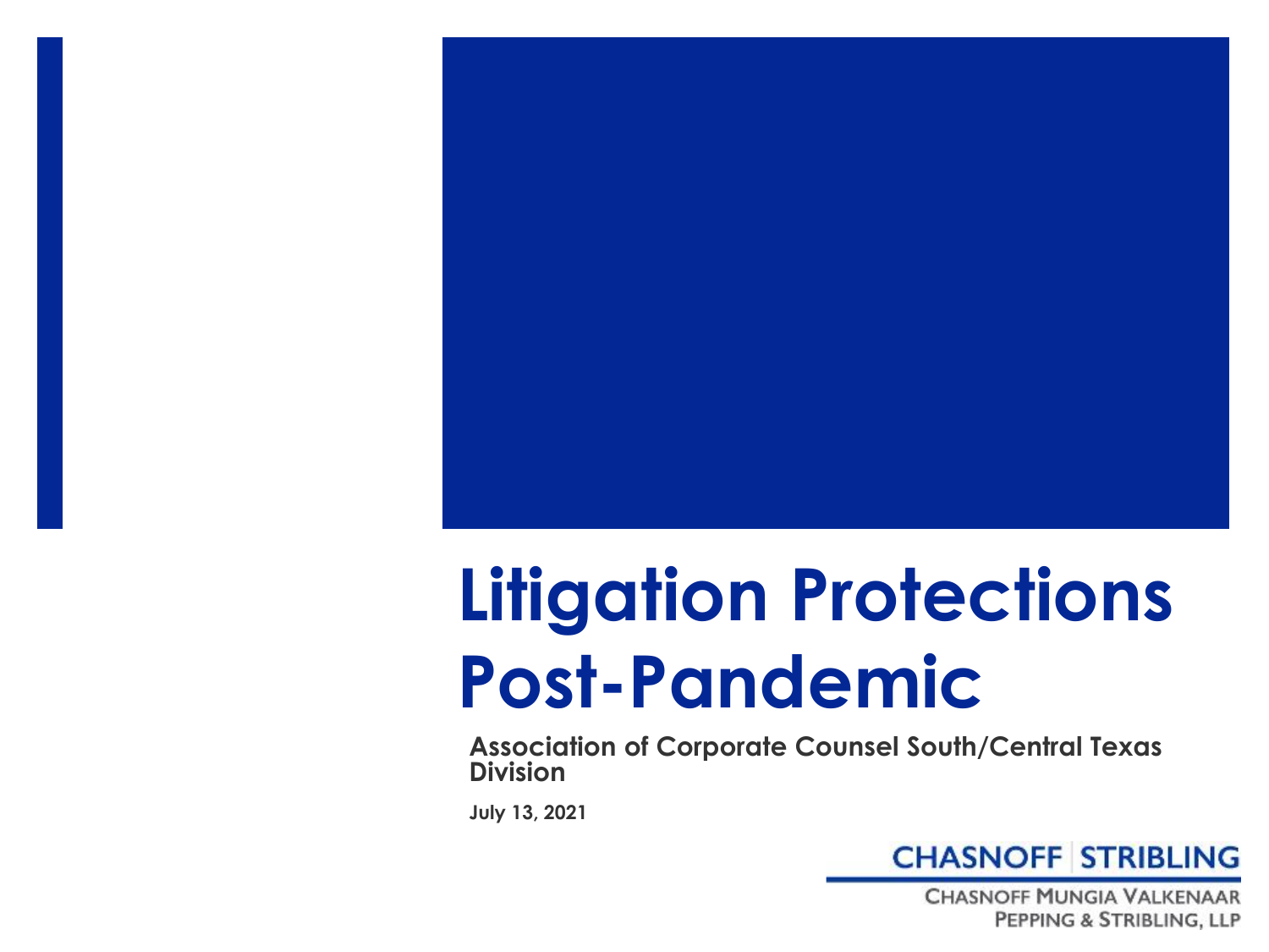# Litigation Protections Post-Pandemic

**Association of Corporate Counsel South/Central Texas Division**

**July 13, 2021**

CHASNOFF | STRIBLING

CHASNOFF MUNGIA VALKENAAR PEPPING & STRIBLING, LLP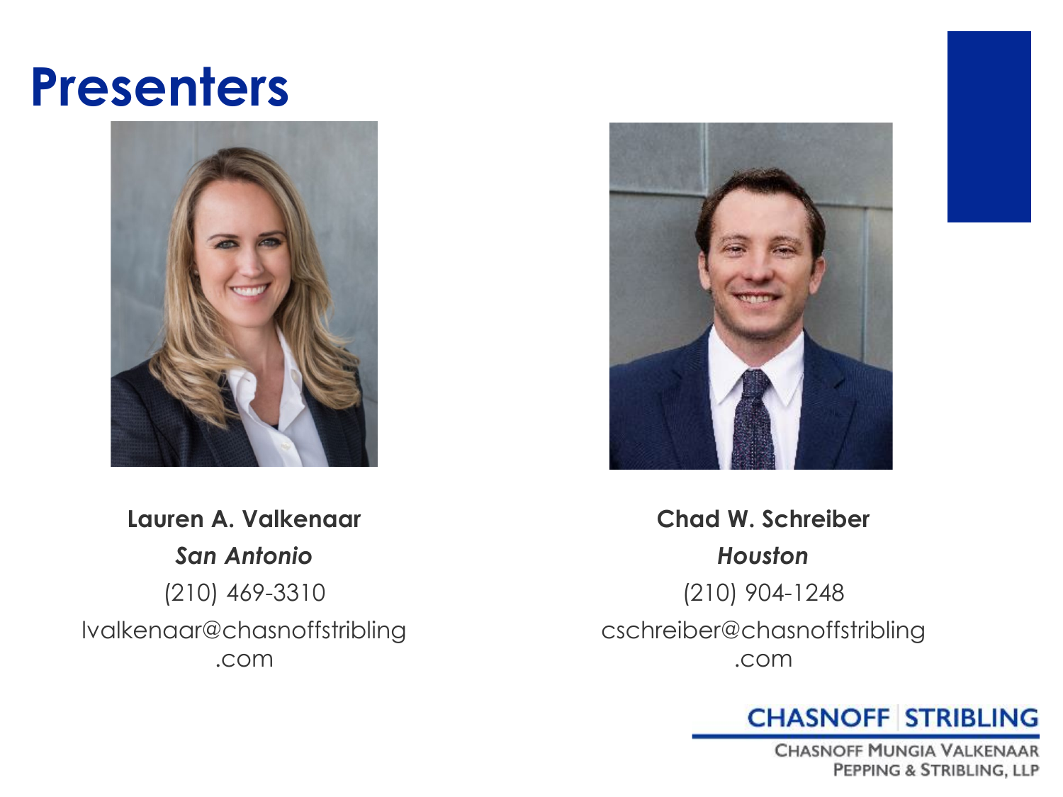# Presenters

**Lauren A. Valkenaar**

***San Antonio***

(210) 469-3310

lvalkenaar@chasnoffstribling.com

**Chad W. Schreiber**

***Houston***

(210) 904-1248

cschreiber@chasnoffstribling.com

CHASNOFF STRIBLING

CHASNOFF MUNGIA VALKENAAR PEPPING & STRIBLING, LLP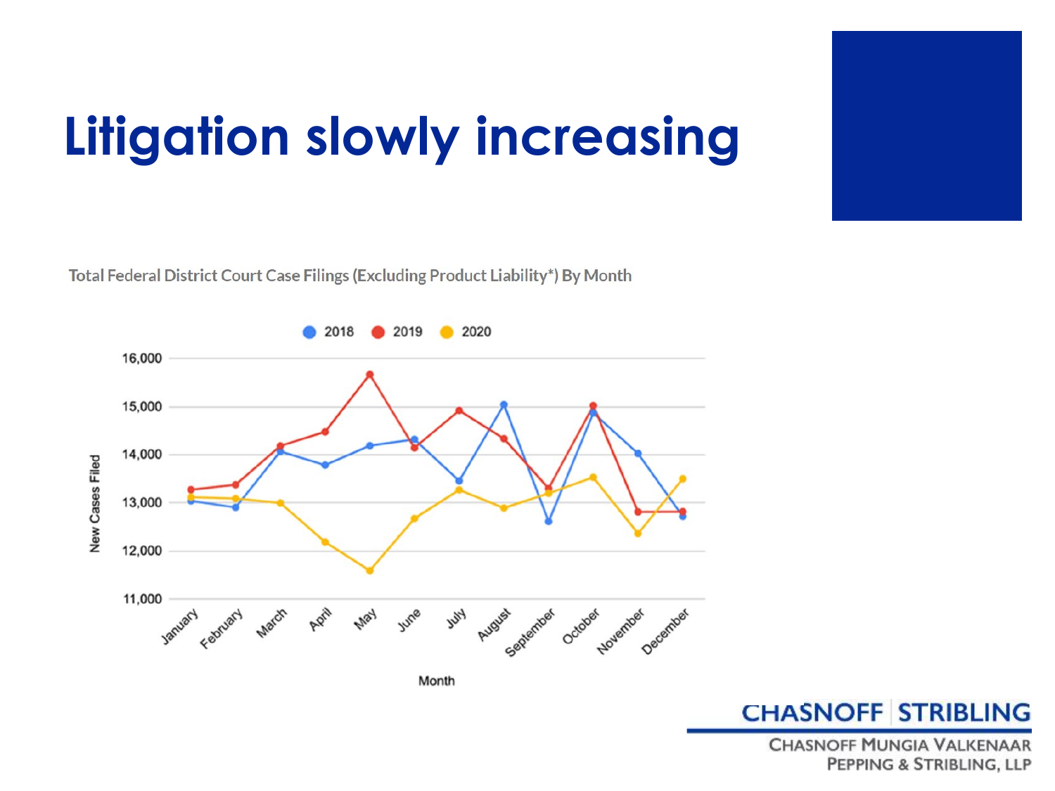# Litigation slowly increasing

Total Federal District Court Case Filings (Excluding Product Liability*) By Month

2018 2019 2020

New Cases Filed

16,000
15,000
14,000
13,000
12,000
11,000

January February March April May June July August September October November December

Month

CHASNOFF | STRIBLING

CHASNOFF MUNGIA VALKENAAR PEPPING & STRIBLING, LLP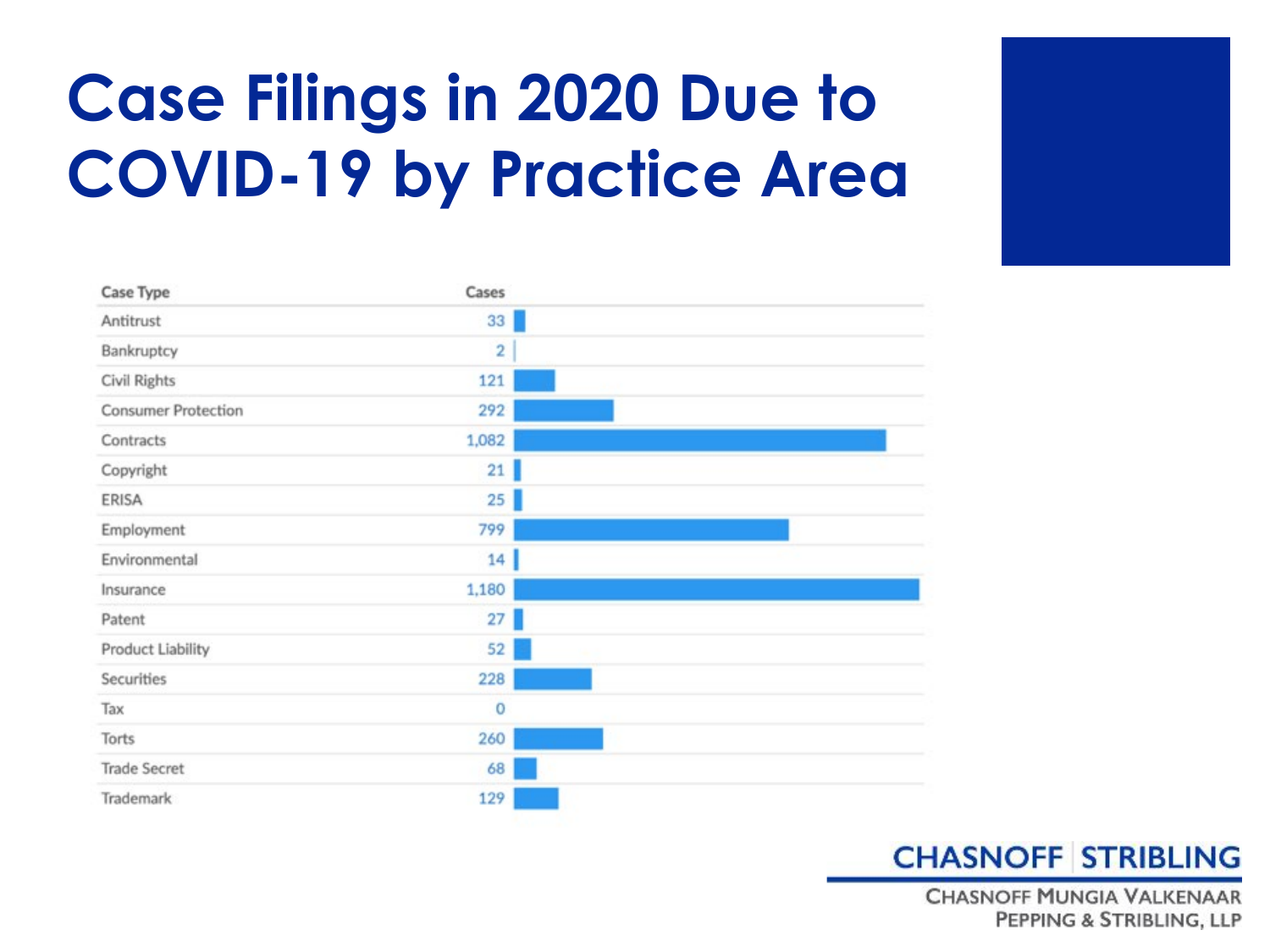# Case Filings in 2020 Due to COVID-19 by Practice Area

| Case Type | Cases |
|---|---|
| Antitrust | 33 |
| Bankruptcy | 2 |
| Civil Rights | 121 |
| Consumer Protection | 292 |
| Contracts | 1,082 |
| Copyright | 21 |
| ERISA | 25 |
| Employment | 799 |
| Environmental | 14 |
| Insurance | 1,180 |
| Patent | 27 |
| Product Liability | 52 |
| Securities | 228 |
| Tax | 0 |
| Torts | 260 |
| Trade Secret | 68 |
| Trademark | 129 |

CHASNOFF | STRIBLING

CHASNOFF MUNGIA VALKENAAR PEPPING & STRIBLING, LLP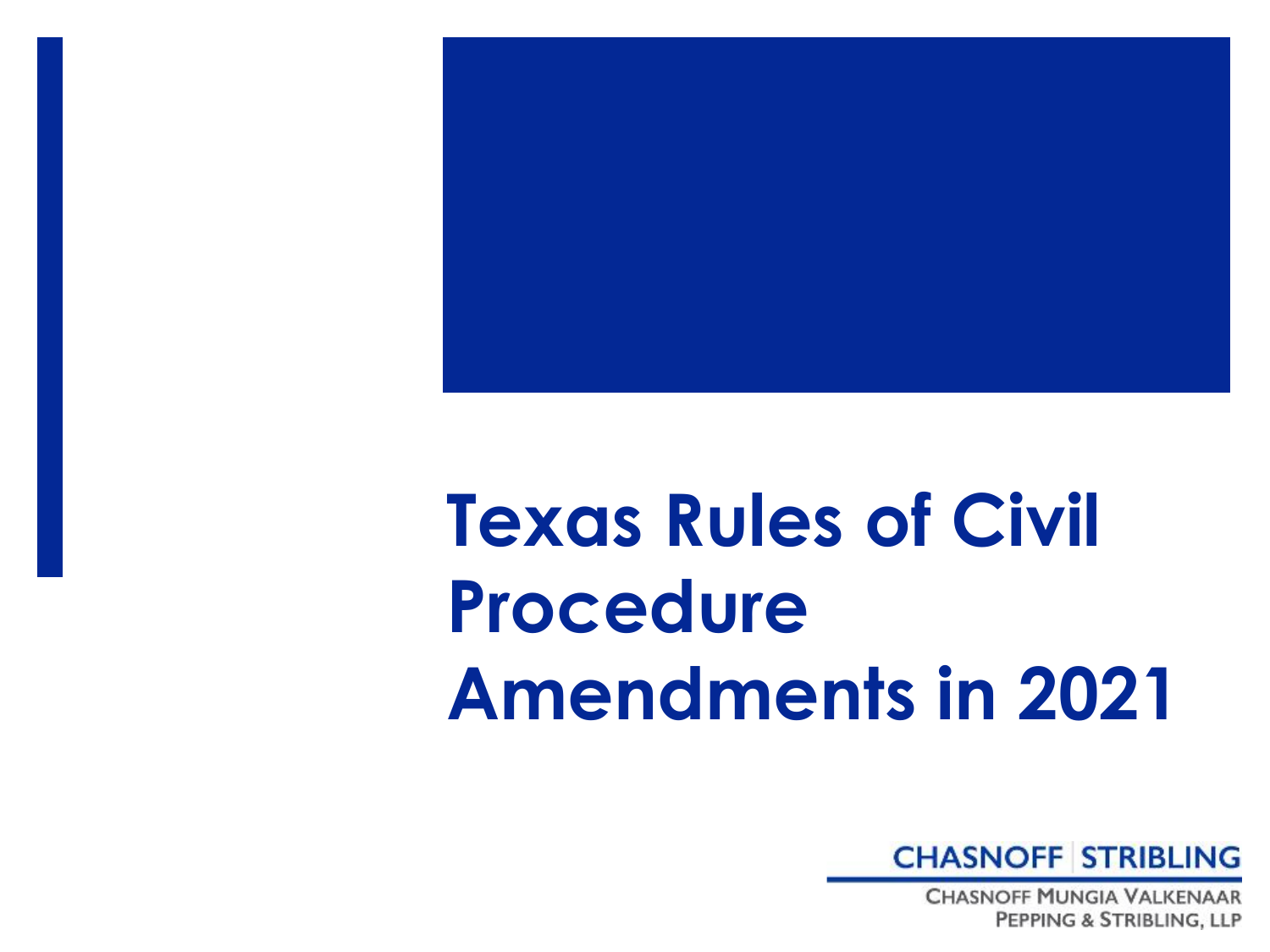# Texas Rules of Civil Procedure Amendments in 2021

CHASNOFF | STRIBLING

CHASNOFF MUNGIA VALKENAAR PEPPING & STRIBLING, LLP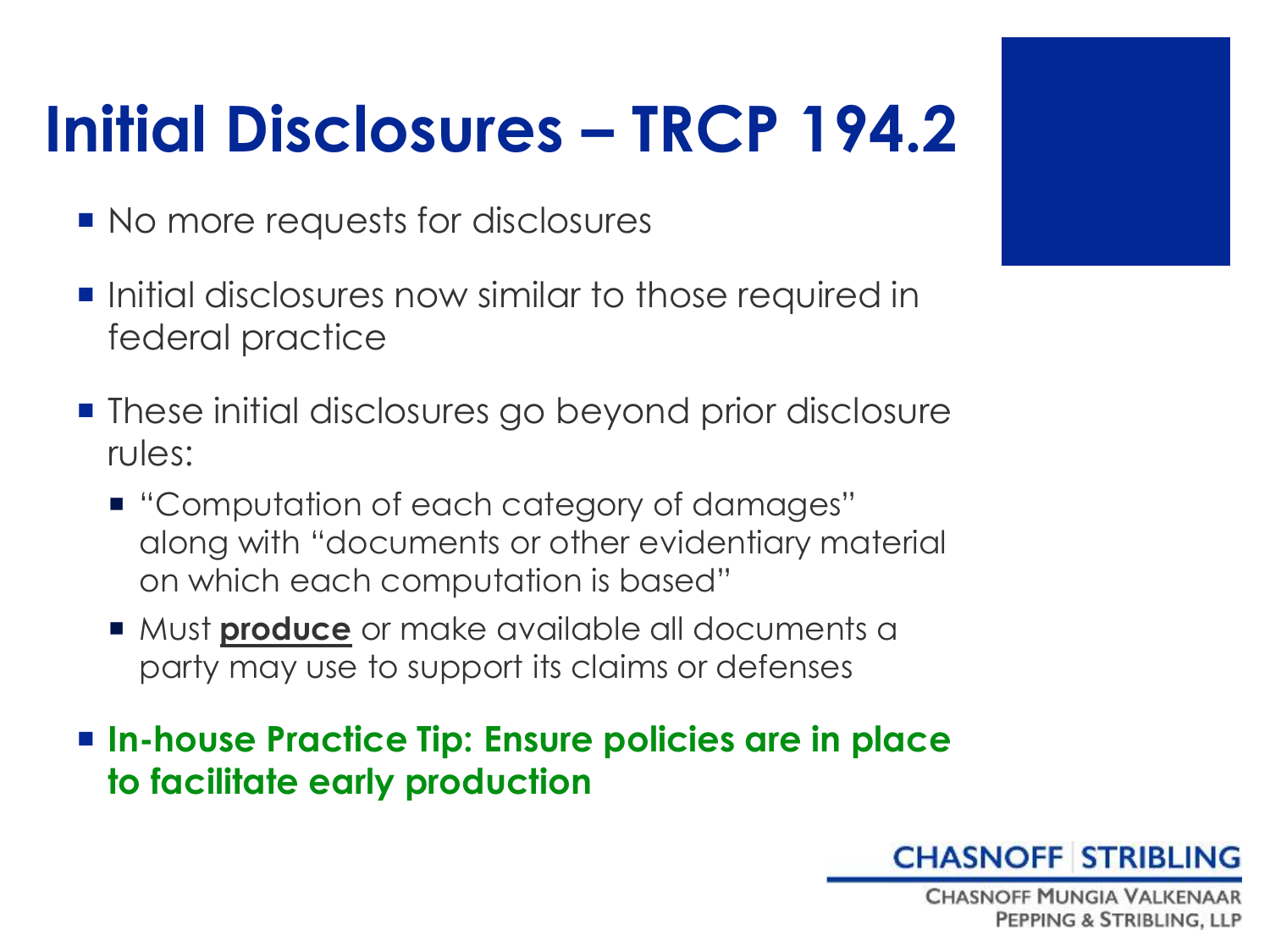# Initial Disclosures – TRCP 194.2

- No more requests for disclosures
- Initial disclosures now similar to those required in federal practice
- These initial disclosures go beyond prior disclosure rules:
  - "Computation of each category of damages" along with "documents or other evidentiary material on which each computation is based"
  - Must **produce** or make available all documents a party may use to support its claims or defenses
- **In-house Practice Tip: Ensure policies are in place to facilitate early production**

CHASNOFF | STRIBLING

CHASNOFF MUNGIA VALKENAAR PEPPING & STRIBLING, LLP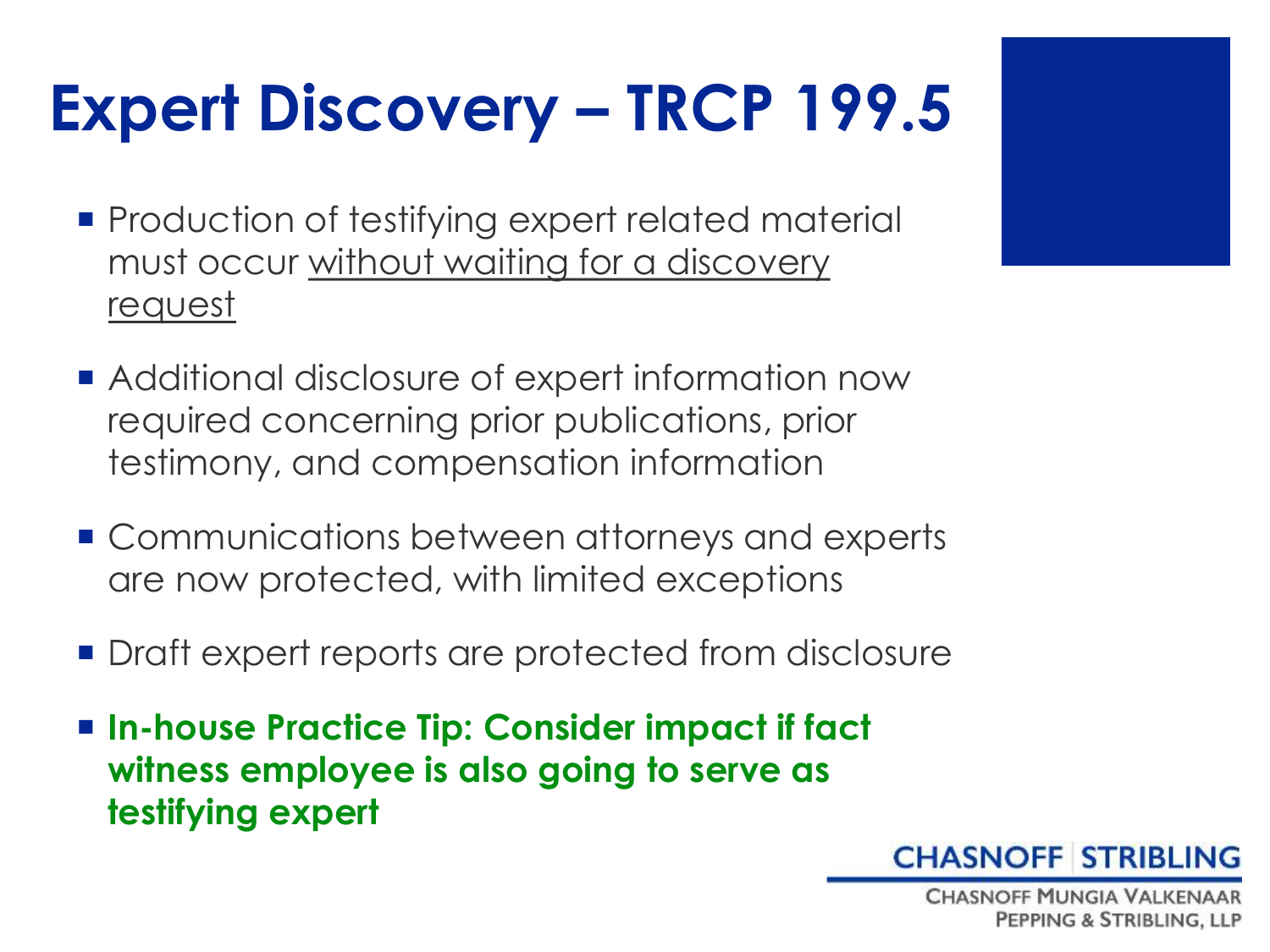# Expert Discovery – TRCP 199.5

- Production of testifying expert related material must occur <u>without waiting for a discovery request</u>
- Additional disclosure of expert information now required concerning prior publications, prior testimony, and compensation information
- Communications between attorneys and experts are now protected, with limited exceptions
- Draft expert reports are protected from disclosure
- **In-house Practice Tip: Consider impact if fact witness employee is also going to serve as testifying expert**

CHASNOFF | STRIBLING

CHASNOFF MUNGIA VALKENAAR PEPPING & STRIBLING, LLP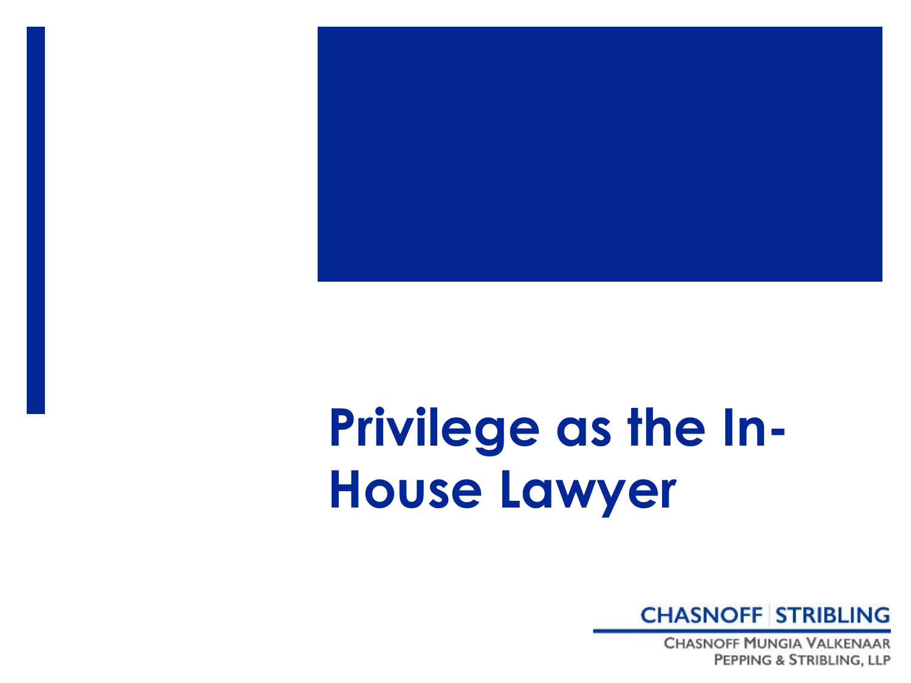# Privilege as the In-House Lawyer

CHASNOFF | STRIBLING

CHASNOFF MUNGIA VALKENAAR PEPPING & STRIBLING, LLP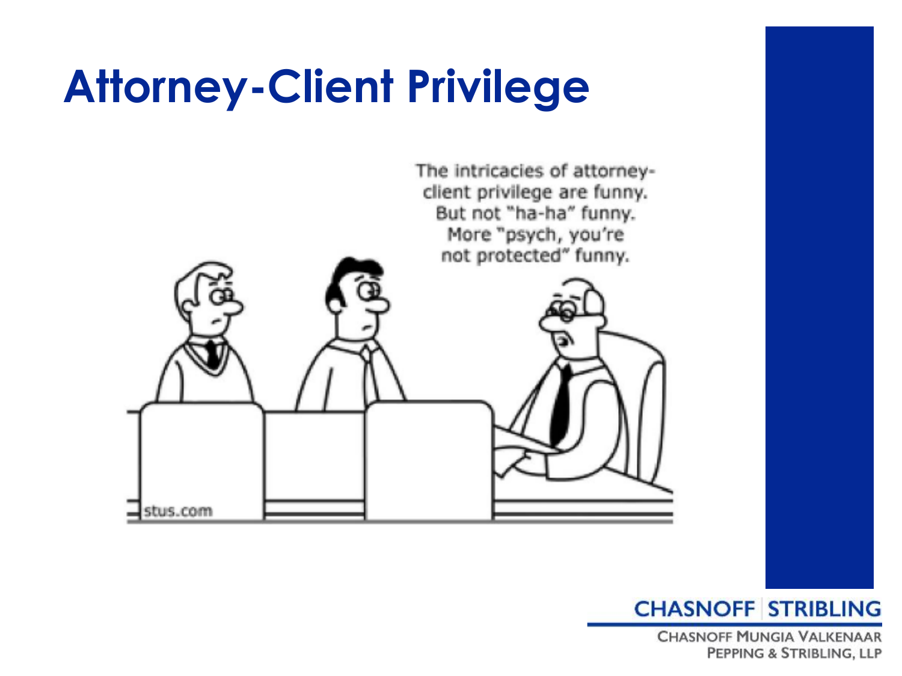# Attorney-Client Privilege

The intricacies of attorney-client privilege are funny. But not "ha-ha" funny. More "psych, you're not protected" funny.

stus.com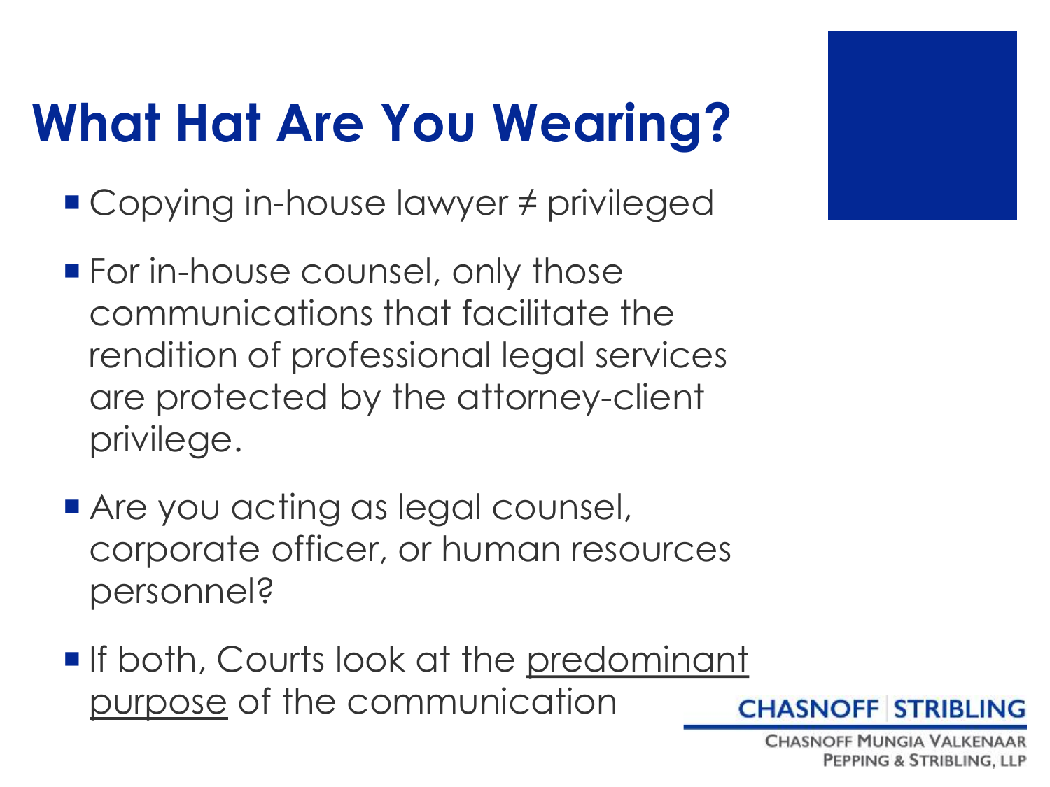# What Hat Are You Wearing?

- Copying in-house lawyer ≠ privileged
- For in-house counsel, only those communications that facilitate the rendition of professional legal services are protected by the attorney-client privilege.
- Are you acting as legal counsel, corporate officer, or human resources personnel?
- If both, Courts look at the <u>predominant purpose</u> of the communication

CHASNOFF | STRIBLING

CHASNOFF MUNGIA VALKENAAR PEPPING & STRIBLING, LLP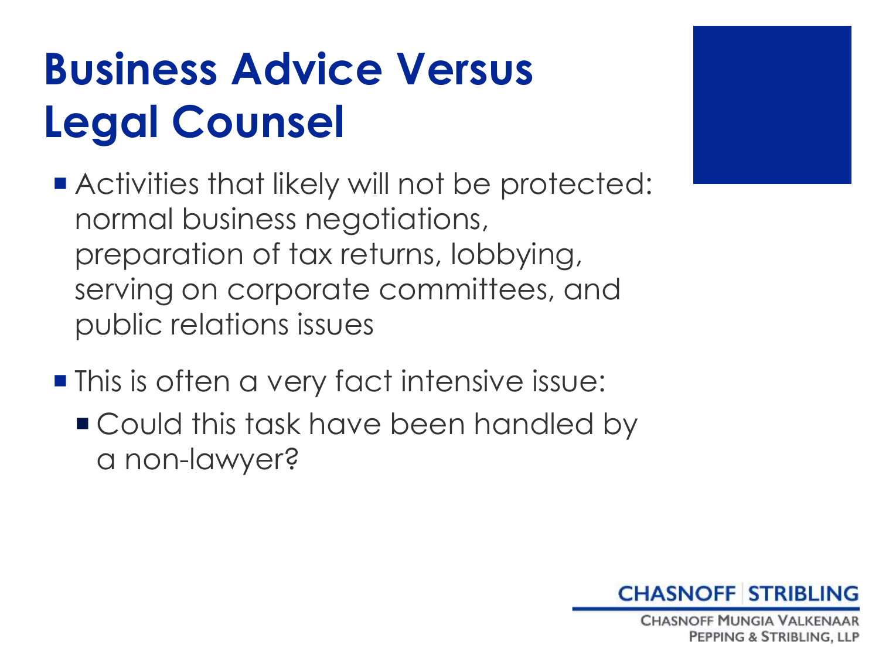# Business Advice Versus Legal Counsel

- Activities that likely will not be protected: normal business negotiations, preparation of tax returns, lobbying, serving on corporate committees, and public relations issues
- This is often a very fact intensive issue:
  - Could this task have been handled by a non-lawyer?

CHASNOFF | STRIBLING

CHASNOFF MUNGIA VALKENAAR PEPPING & STRIBLING, LLP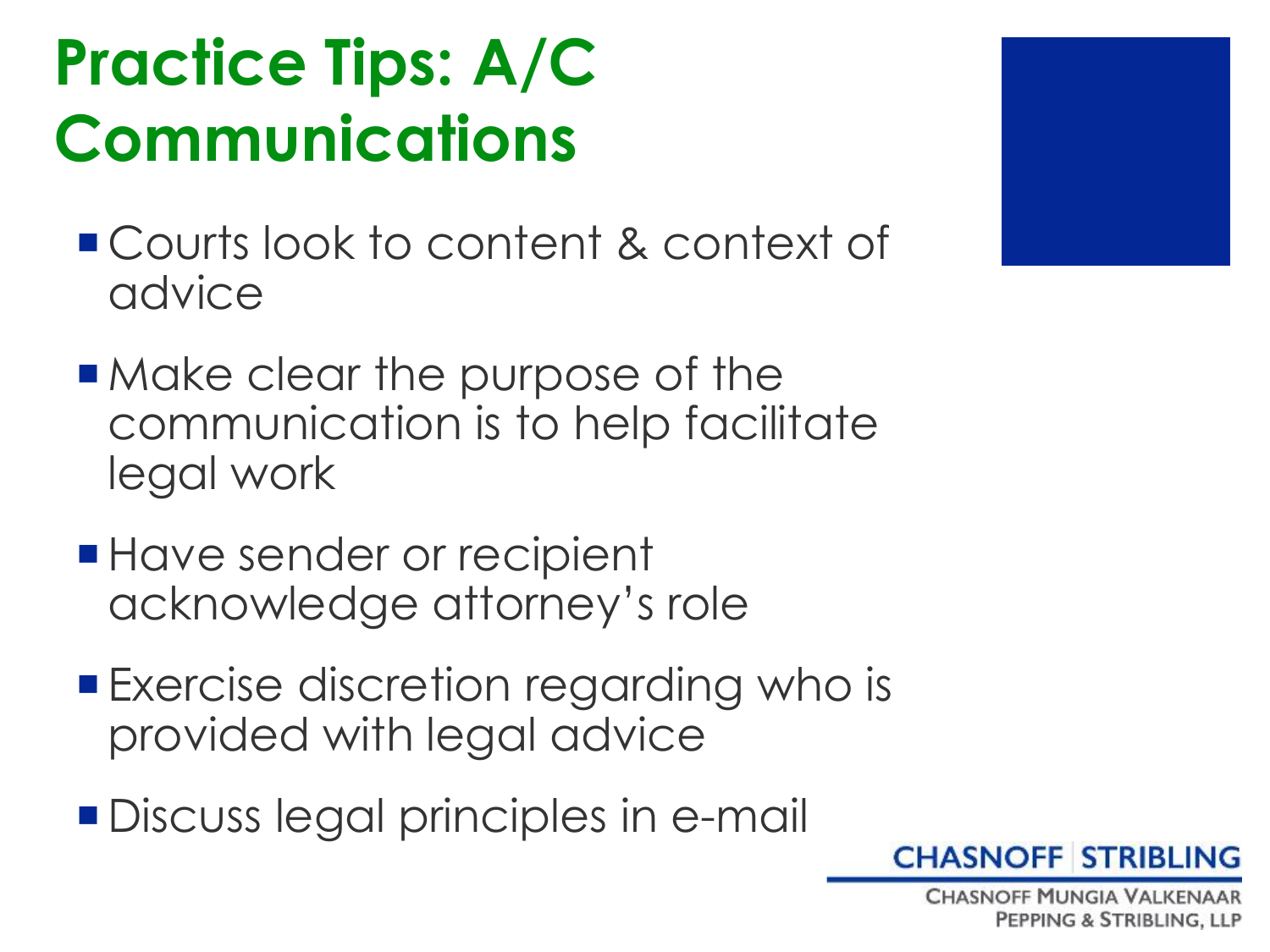# Practice Tips: A/C Communications

- Courts look to content & context of advice
- Make clear the purpose of the communication is to help facilitate legal work
- Have sender or recipient acknowledge attorney's role
- Exercise discretion regarding who is provided with legal advice
- Discuss legal principles in e-mail

CHASNOFF | STRIBLING

CHASNOFF MUNGIA VALKENAAR PEPPING & STRIBLING, LLP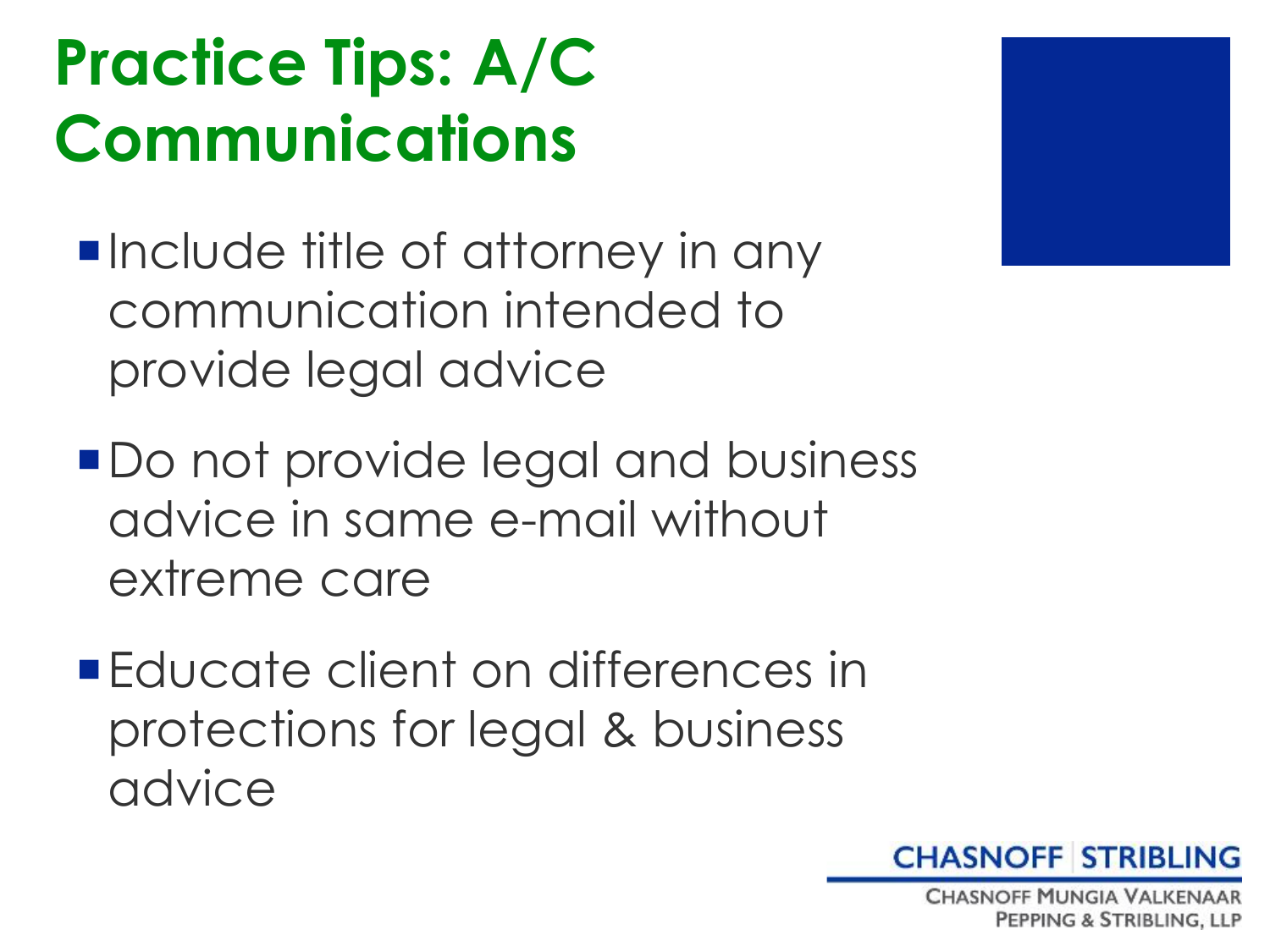# Practice Tips: A/C Communications

- Include title of attorney in any communication intended to provide legal advice
- Do not provide legal and business advice in same e-mail without extreme care
- Educate client on differences in protections for legal & business advice

CHASNOFF | STRIBLING
CHASNOFF MUNGIA VALKENAAR PEPPING & STRIBLING, LLP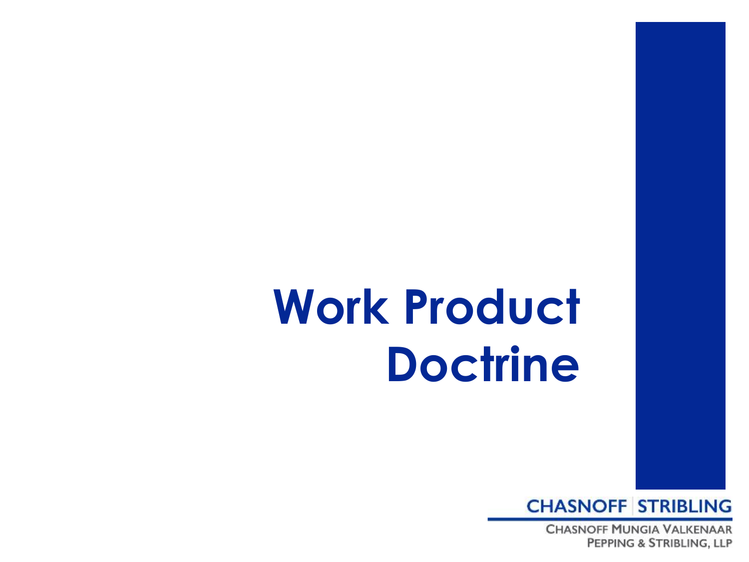# Work Product Doctrine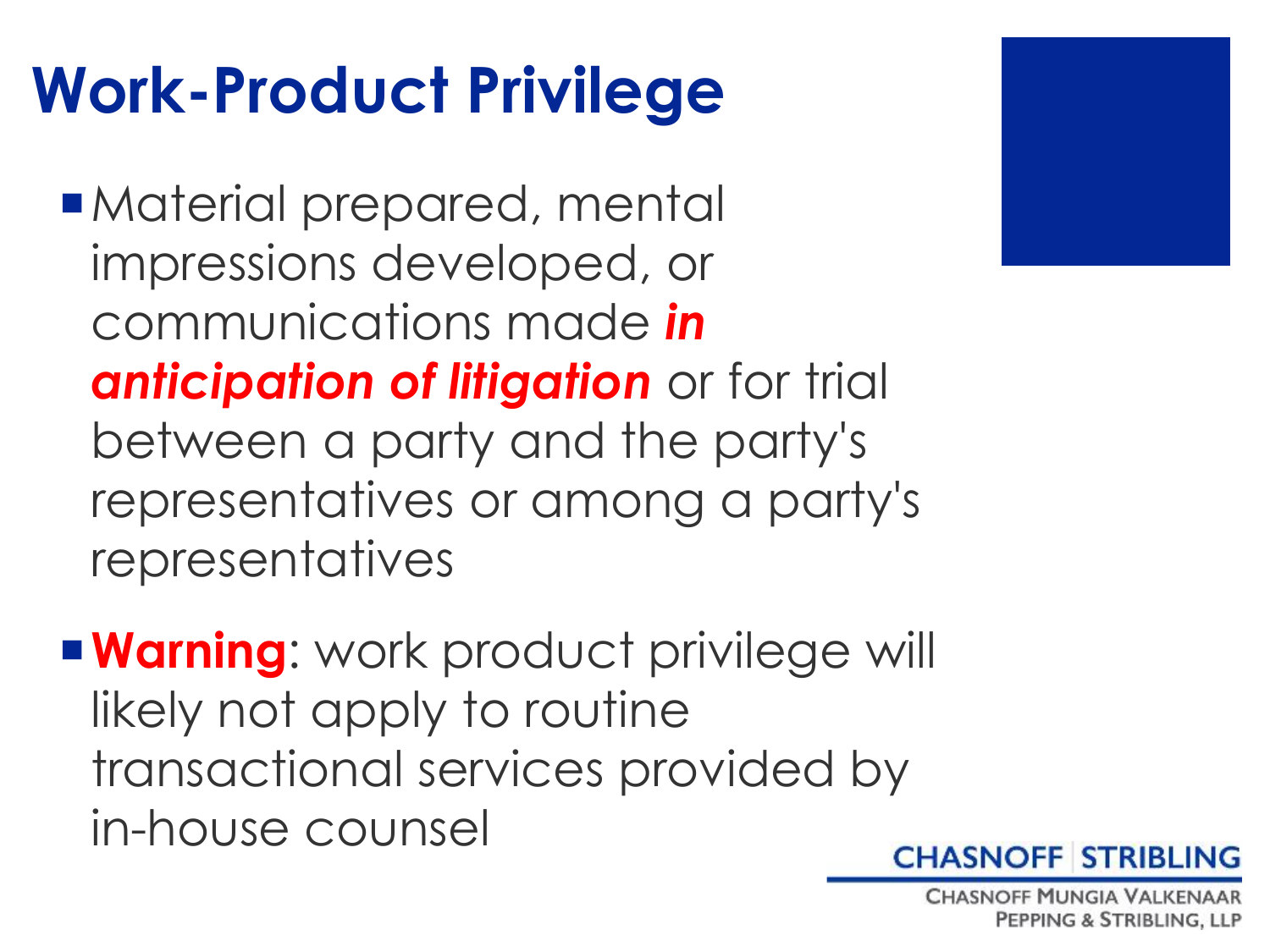# Work-Product Privilege

- Material prepared, mental impressions developed, or communications made ***in anticipation of litigation*** or for trial between a party and the party's representatives or among a party's representatives

- **Warning**: work product privilege will likely not apply to routine transactional services provided by in-house counsel

CHASNOFF | STRIBLING

CHASNOFF MUNGIA VALKENAAR PEPPING & STRIBLING, LLP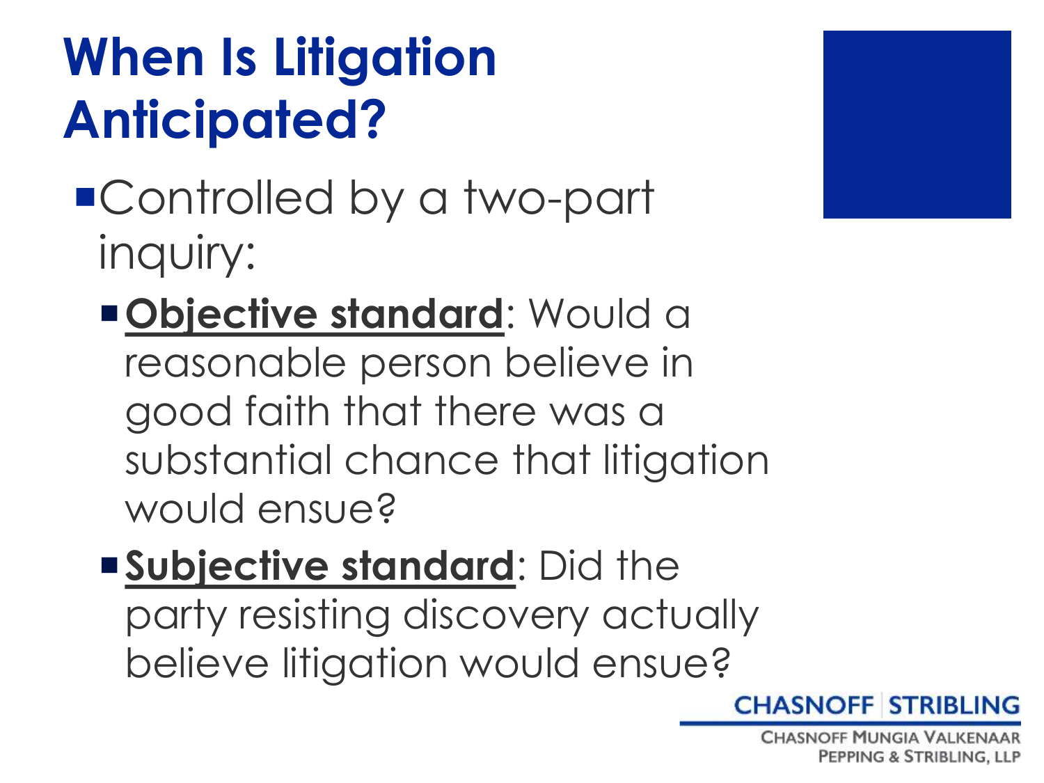# When Is Litigation Anticipated?

- Controlled by a two-part inquiry:
  - **Objective standard**: Would a reasonable person believe in good faith that there was a substantial chance that litigation would ensue?
  - **Subjective standard**: Did the party resisting discovery actually believe litigation would ensue?

CHASNOFF | STRIBLING

CHASNOFF MUNGIA VALKENAAR PEPPING & STRIBLING, LLP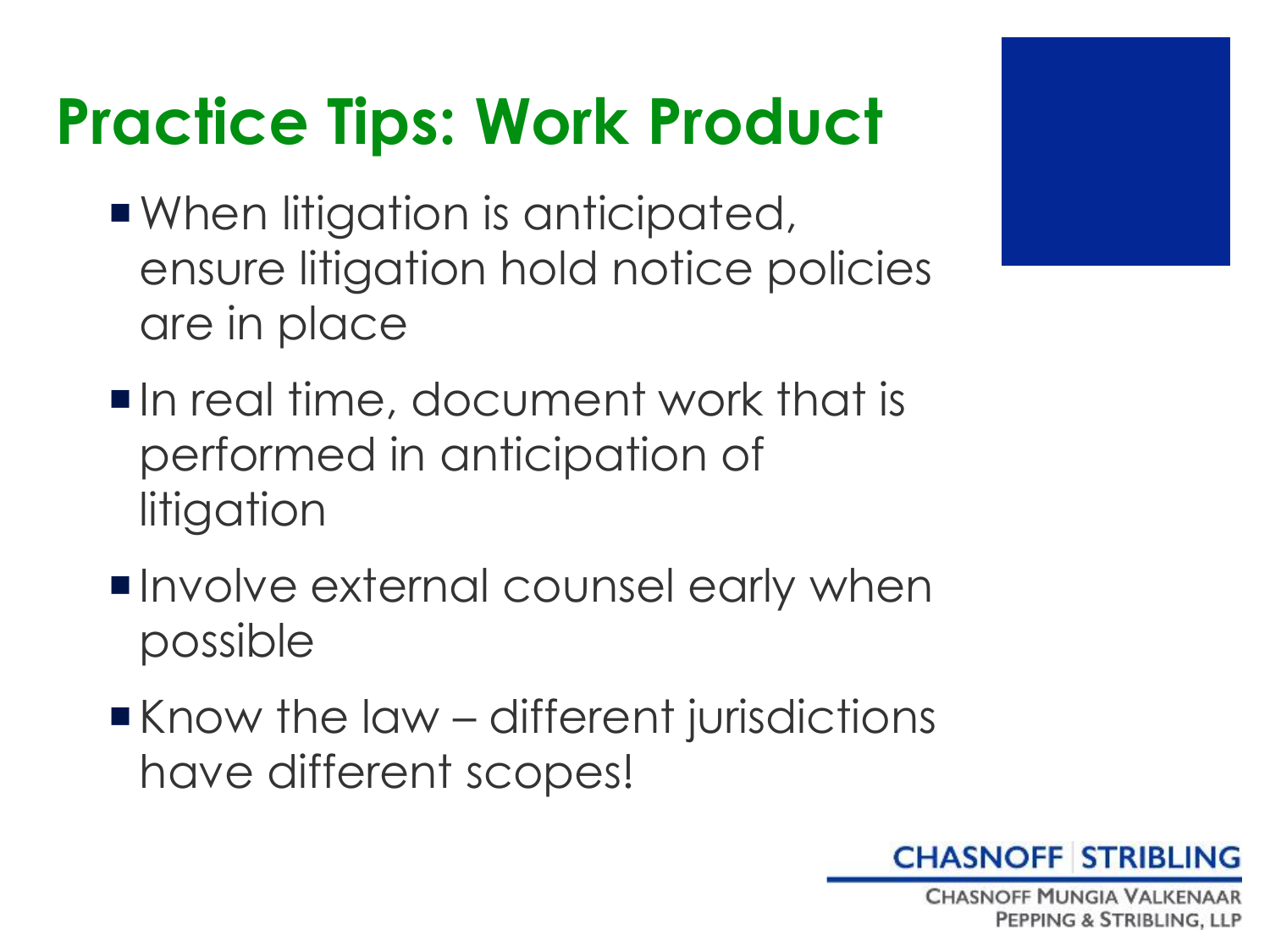# Practice Tips: Work Product

- When litigation is anticipated, ensure litigation hold notice policies are in place
- In real time, document work that is performed in anticipation of litigation
- Involve external counsel early when possible
- Know the law – different jurisdictions have different scopes!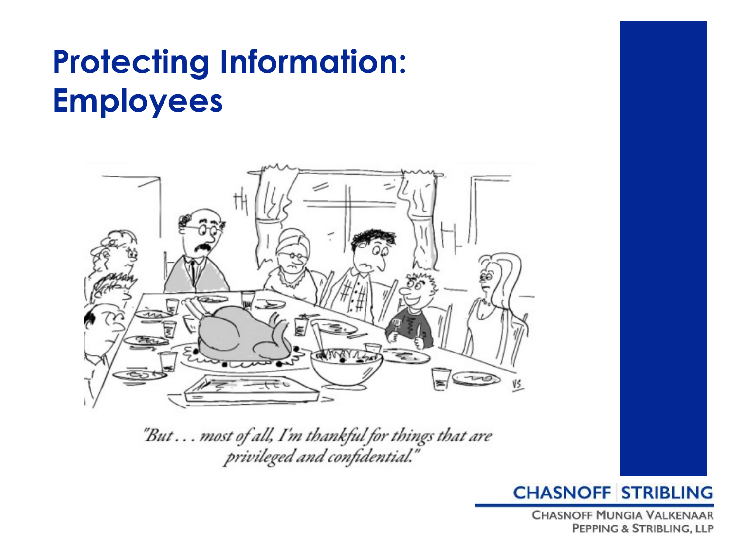# Protecting Information: Employees

*"But . . . most of all, I'm thankful for things that are privileged and confidential."*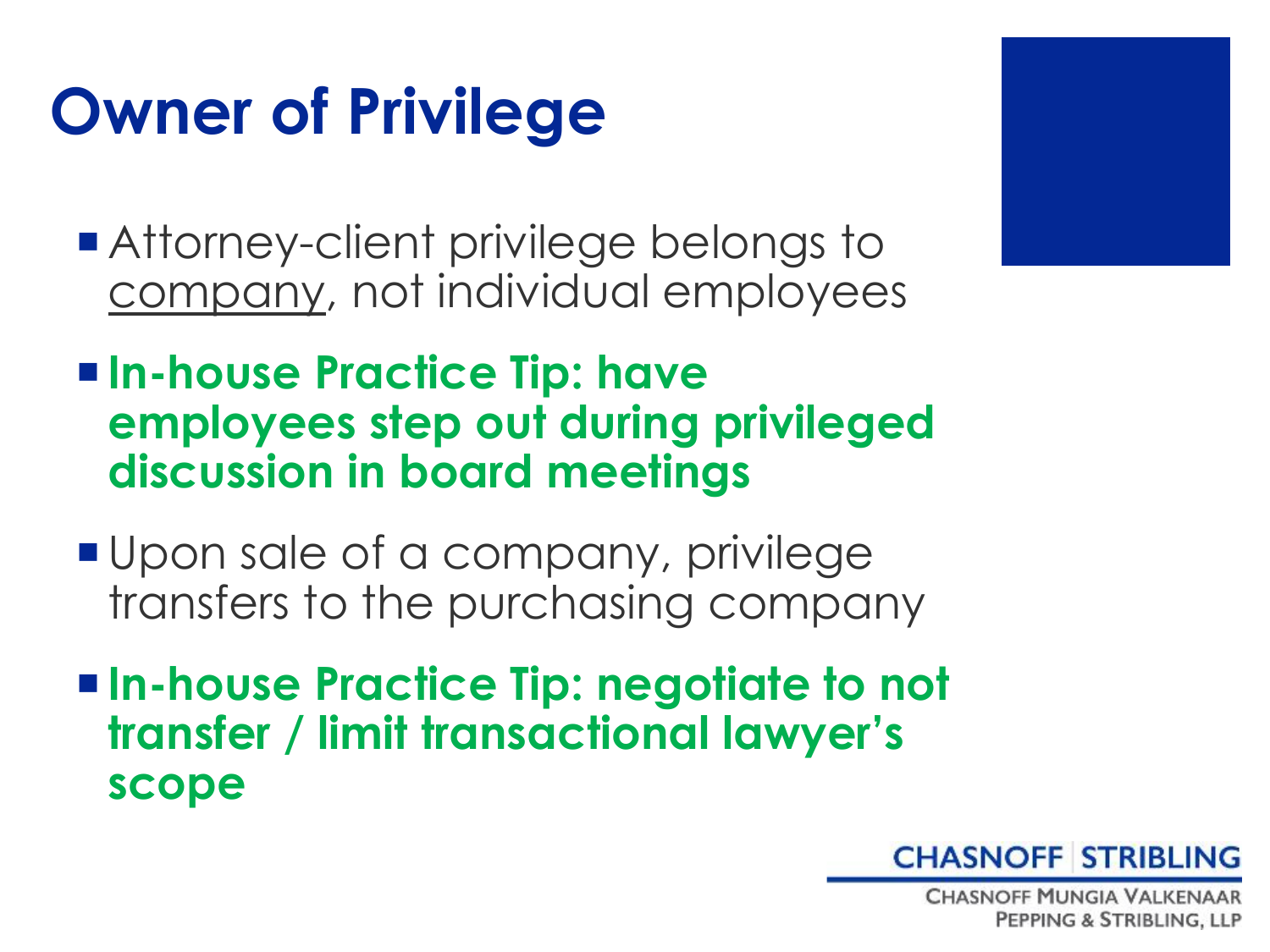# Owner of Privilege

- Attorney-client privilege belongs to <u>company</u>, not individual employees
- **In-house Practice Tip: have employees step out during privileged discussion in board meetings**
- Upon sale of a company, privilege transfers to the purchasing company
- **In-house Practice Tip: negotiate to not transfer / limit transactional lawyer's scope**

CHASNOFF | STRIBLING

CHASNOFF MUNGIA VALKENAAR PEPPING & STRIBLING, LLP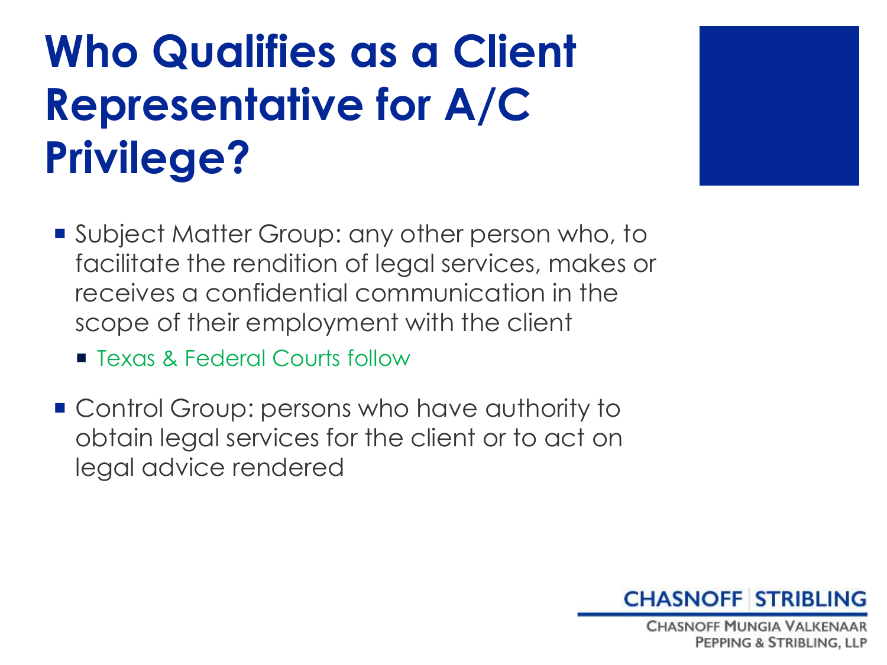# Who Qualifies as a Client Representative for A/C Privilege?

- Subject Matter Group: any other person who, to facilitate the rendition of legal services, makes or receives a confidential communication in the scope of their employment with the client
  - Texas & Federal Courts follow
- Control Group: persons who have authority to obtain legal services for the client or to act on legal advice rendered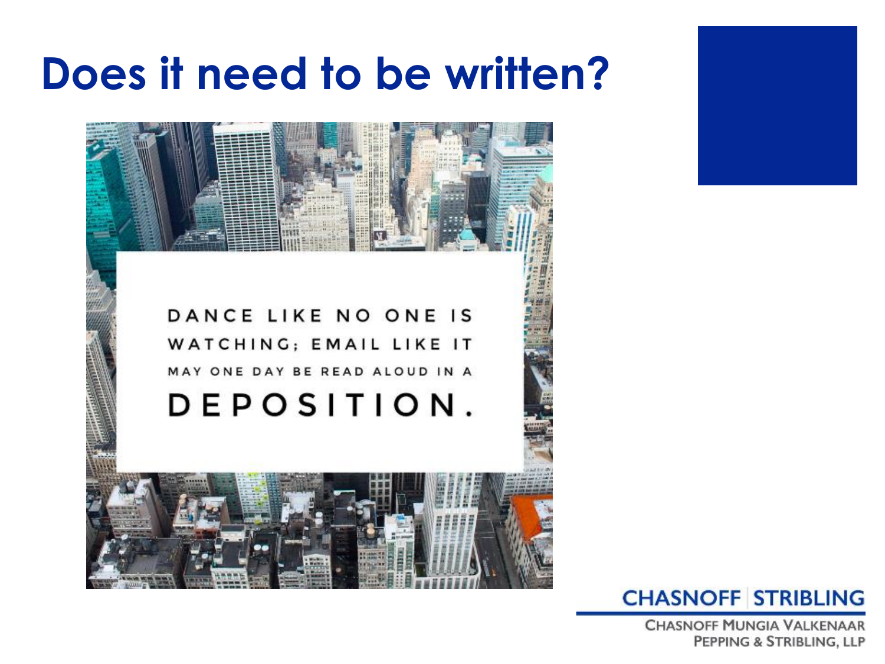# Does it need to be written?

DANCE LIKE NO ONE IS WATCHING; EMAIL LIKE IT MAY ONE DAY BE READ ALOUD IN A DEPOSITION.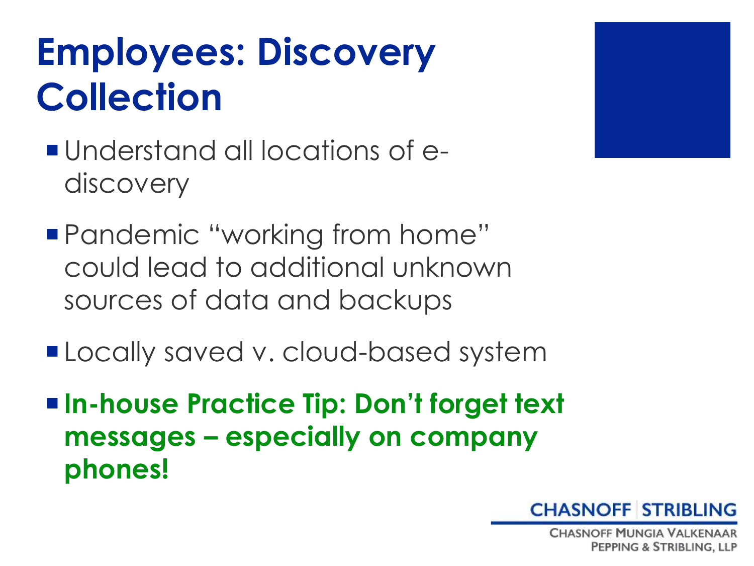# Employees: Discovery Collection

- Understand all locations of e-discovery
- Pandemic "working from home" could lead to additional unknown sources of data and backups
- Locally saved v. cloud-based system
- **In-house Practice Tip: Don't forget text messages – especially on company phones!**

CHASNOFF | STRIBLING

CHASNOFF MUNGIA VALKENAAR PEPPING & STRIBLING, LLP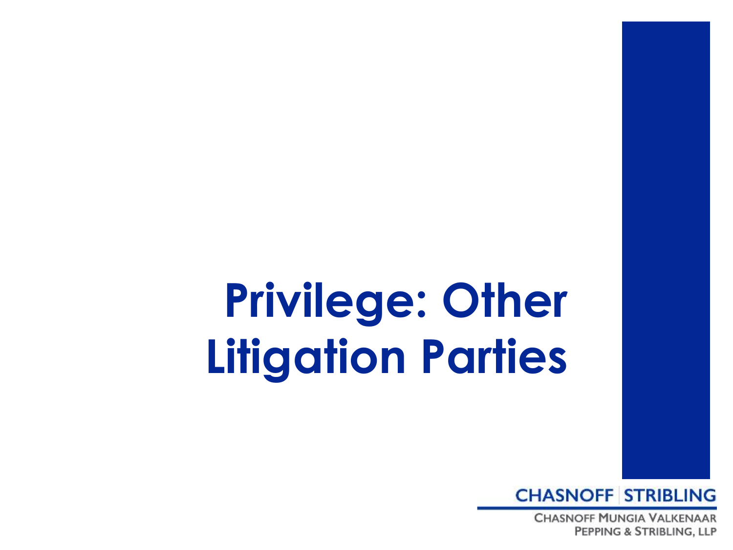# Privilege: Other Litigation Parties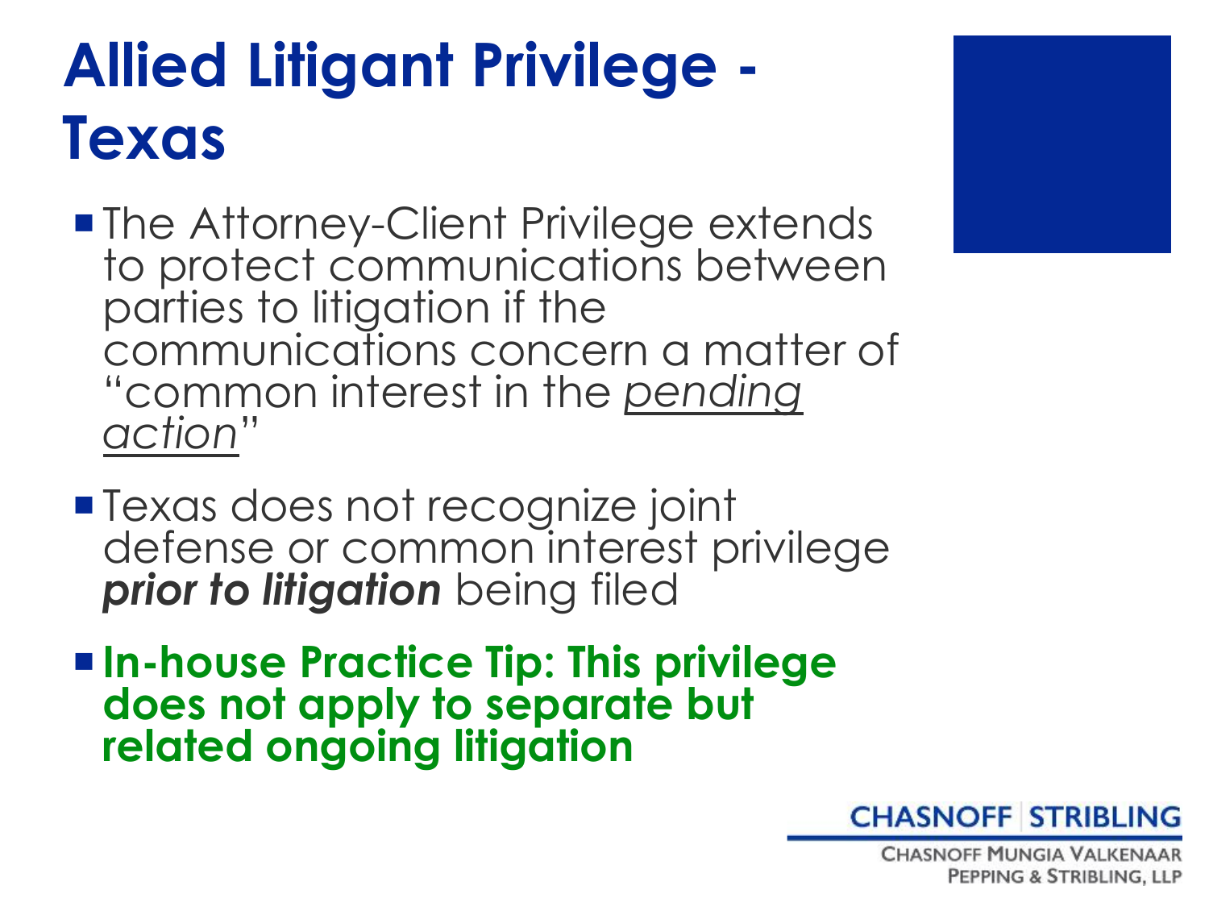# Allied Litigant Privilege - Texas

- The Attorney-Client Privilege extends to protect communications between parties to litigation if the communications concern a matter of "common interest in the *pending action*"
- Texas does not recognize joint defense or common interest privilege ***prior to litigation*** being filed
- **In-house Practice Tip: This privilege does not apply to separate but related ongoing litigation**

CHASNOFF | STRIBLING

CHASNOFF MUNGIA VALKENAAR PEPPING & STRIBLING, LLP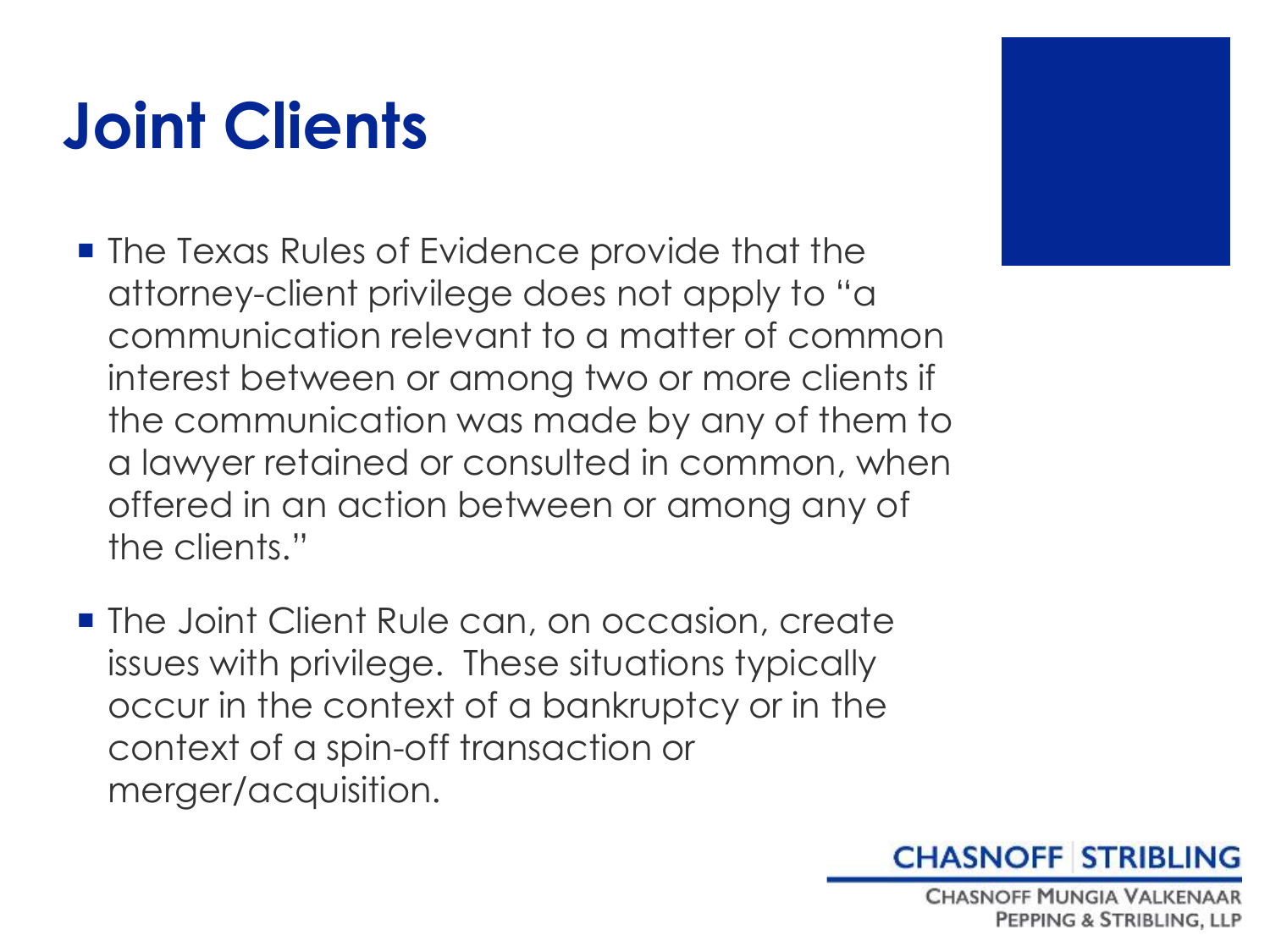# Joint Clients

- The Texas Rules of Evidence provide that the attorney-client privilege does not apply to "a communication relevant to a matter of common interest between or among two or more clients if the communication was made by any of them to a lawyer retained or consulted in common, when offered in an action between or among any of the clients."
- The Joint Client Rule can, on occasion, create issues with privilege. These situations typically occur in the context of a bankruptcy or in the context of a spin-off transaction or merger/acquisition.

CHASNOFF | STRIBLING

CHASNOFF MUNGIA VALKENAAR PEPPING & STRIBLING, LLP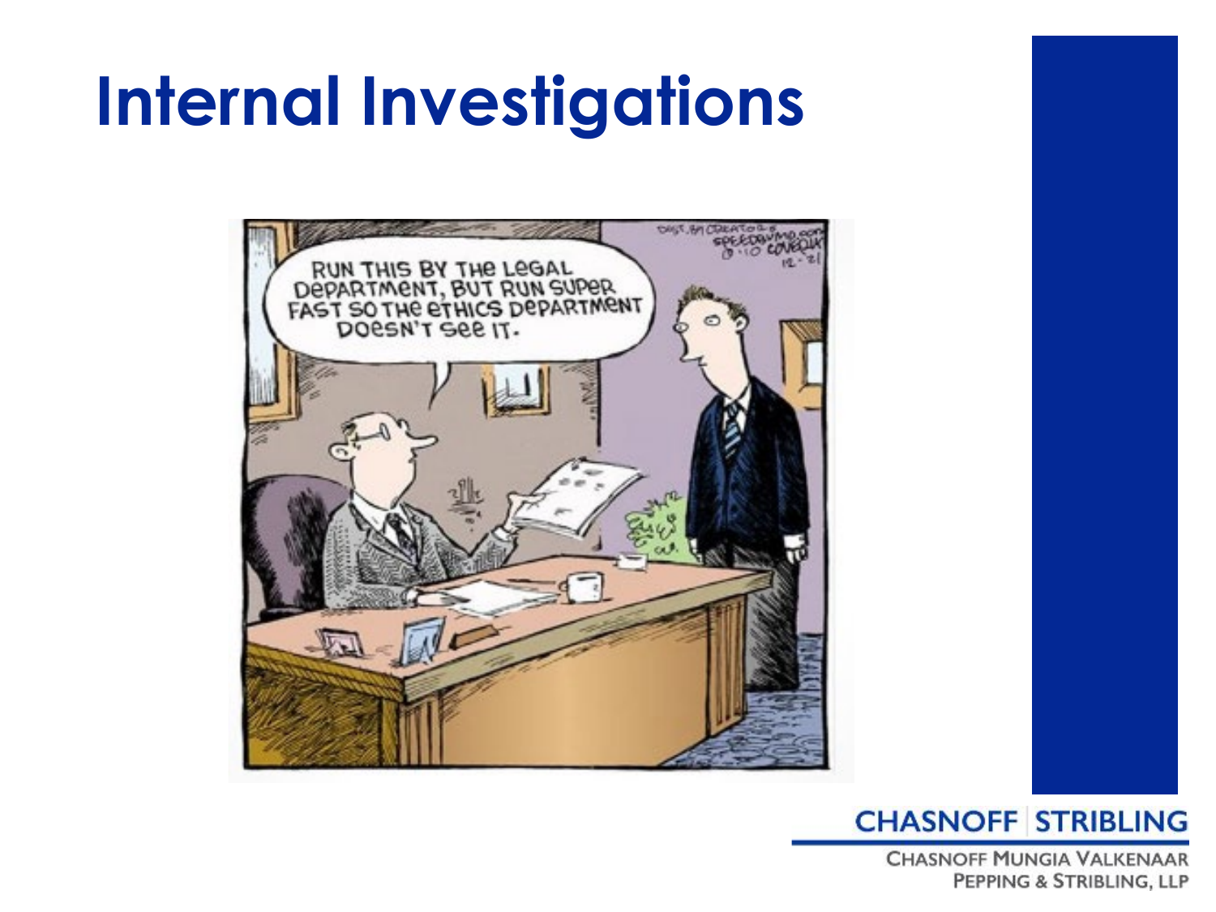# Internal Investigations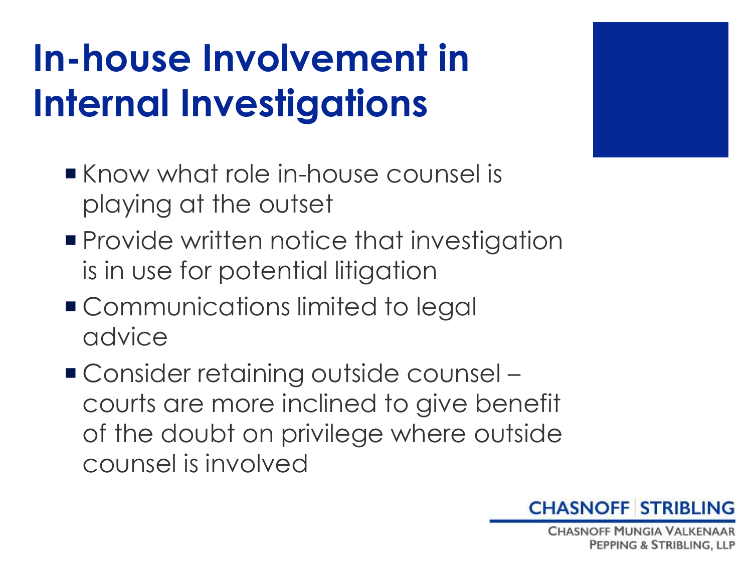# In-house Involvement in Internal Investigations

- Know what role in-house counsel is playing at the outset
- Provide written notice that investigation is in use for potential litigation
- Communications limited to legal advice
- Consider retaining outside counsel – courts are more inclined to give benefit of the doubt on privilege where outside counsel is involved

CHASNOFF | STRIBLING
CHASNOFF MUNGIA VALKENAAR PEPPING & STRIBLING, LLP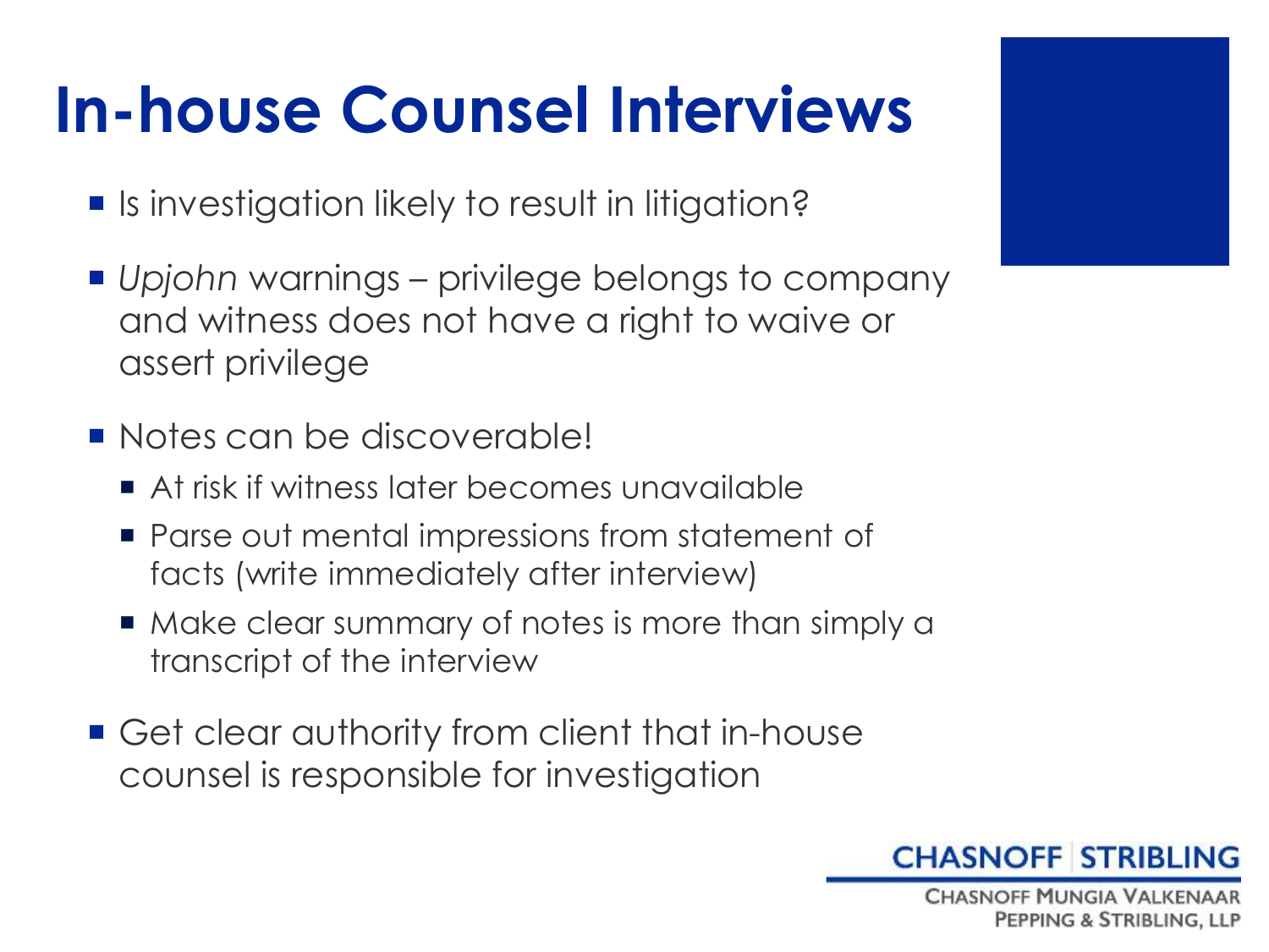# In-house Counsel Interviews

- Is investigation likely to result in litigation?
- *Upjohn* warnings – privilege belongs to company and witness does not have a right to waive or assert privilege
- Notes can be discoverable!
  - At risk if witness later becomes unavailable
  - Parse out mental impressions from statement of facts (write immediately after interview)
  - Make clear summary of notes is more than simply a transcript of the interview
- Get clear authority from client that in-house counsel is responsible for investigation

CHASNOFF | STRIBLING

CHASNOFF MUNGIA VALKENAAR PEPPING & STRIBLING, LLP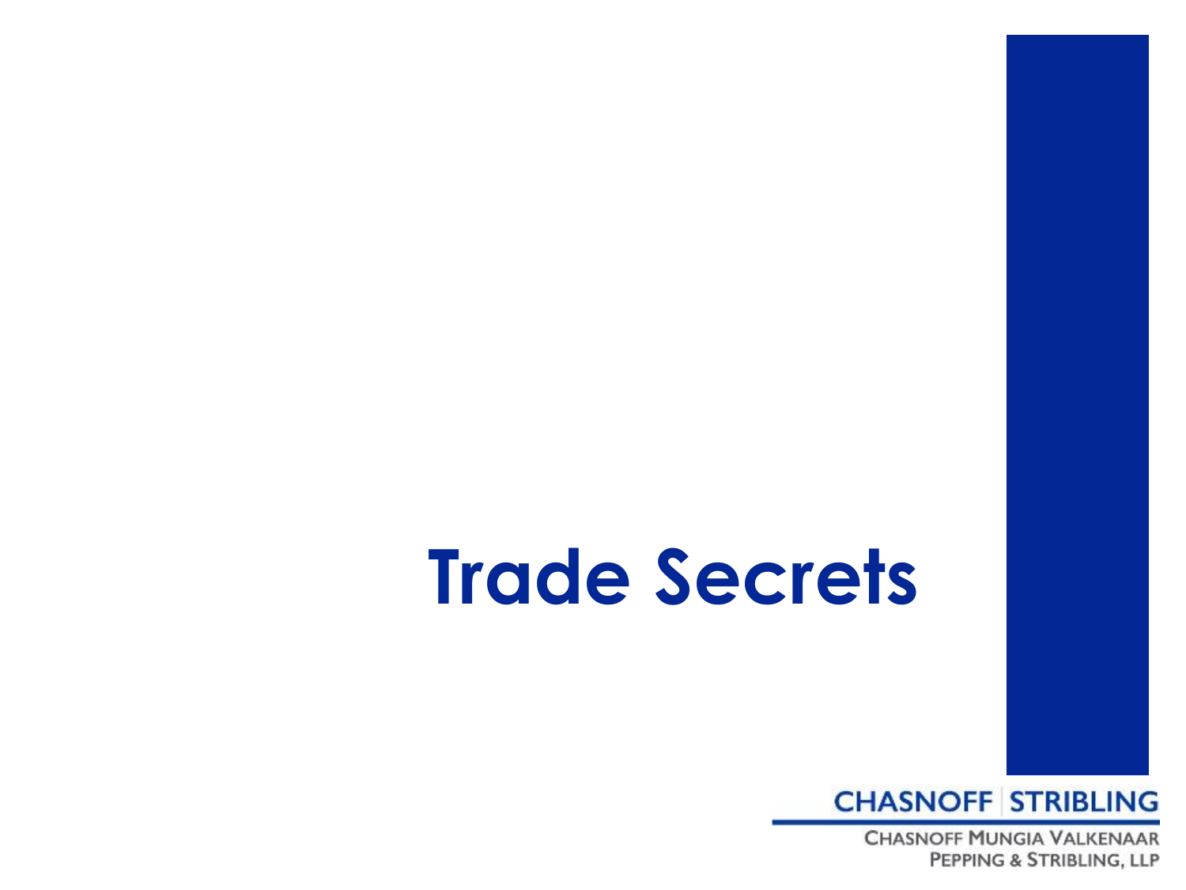# Trade Secrets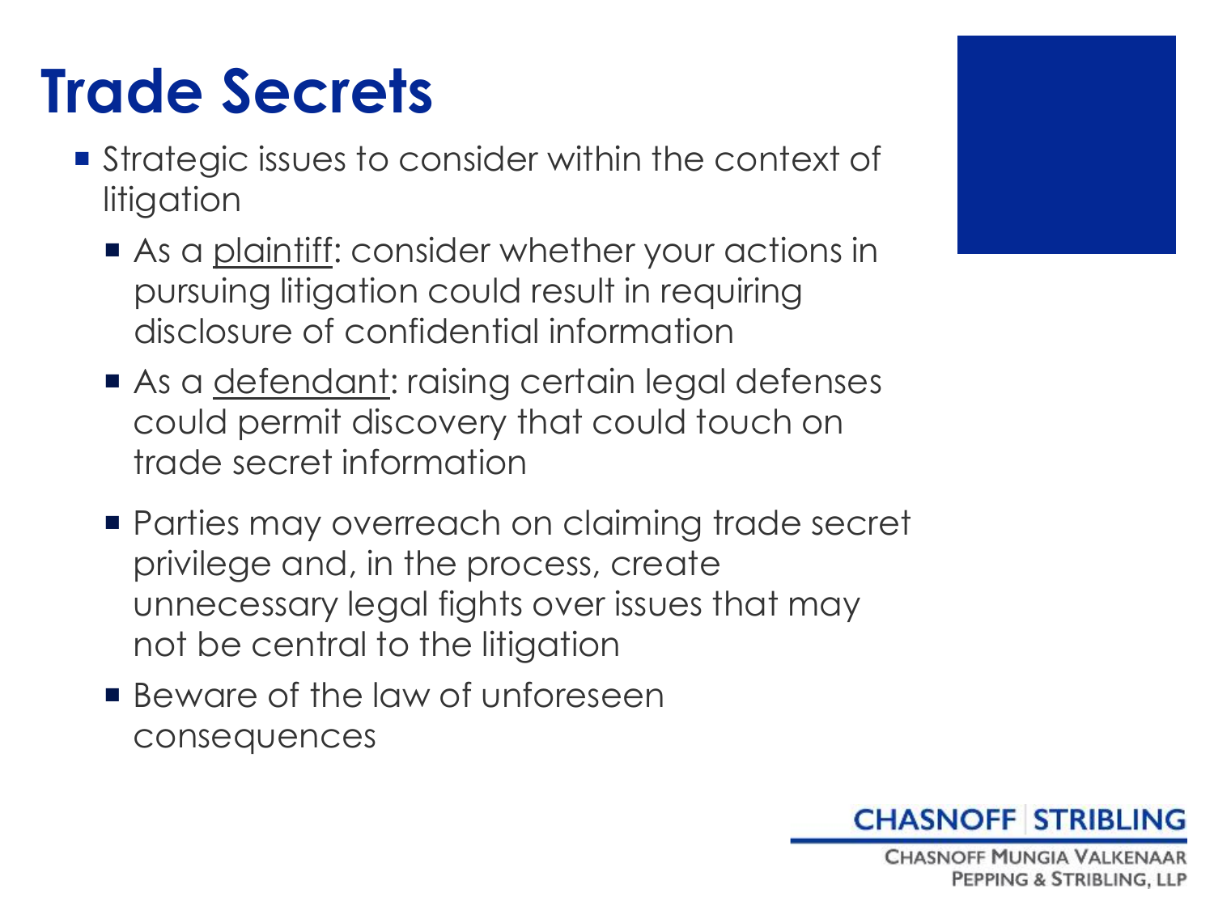# Trade Secrets

- Strategic issues to consider within the context of litigation
  - As a plaintiff: consider whether your actions in pursuing litigation could result in requiring disclosure of confidential information
  - As a defendant: raising certain legal defenses could permit discovery that could touch on trade secret information
  - Parties may overreach on claiming trade secret privilege and, in the process, create unnecessary legal fights over issues that may not be central to the litigation
  - Beware of the law of unforeseen consequences

CHASNOFF | STRIBLING
CHASNOFF MUNGIA VALKENAAR PEPPING & STRIBLING, LLP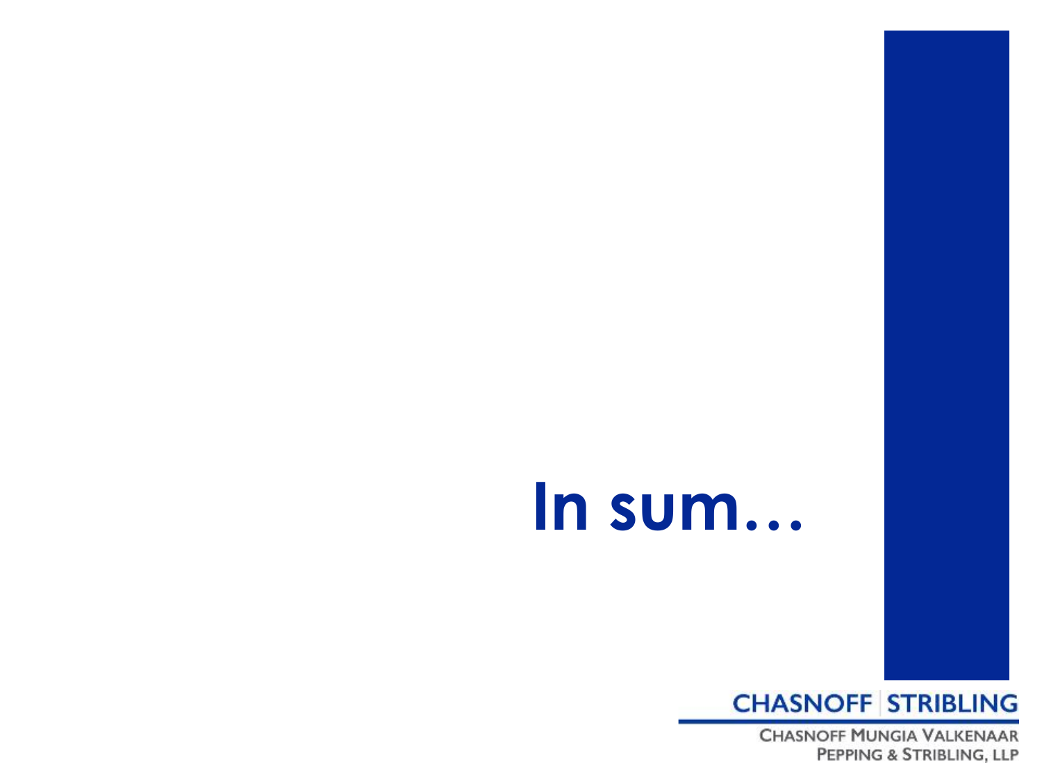# In sum…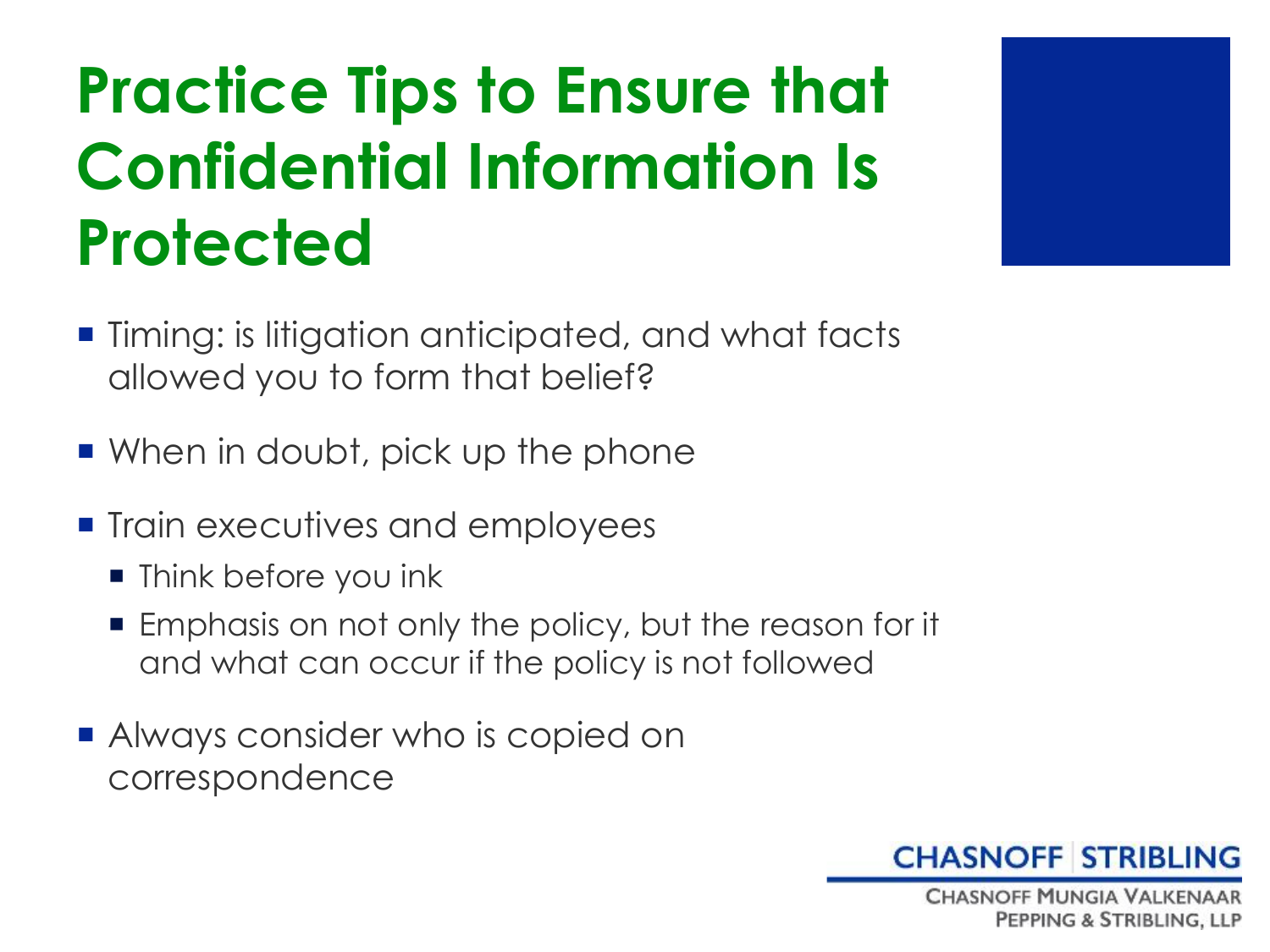# Practice Tips to Ensure that Confidential Information Is Protected

- Timing: is litigation anticipated, and what facts allowed you to form that belief?
- When in doubt, pick up the phone
- Train executives and employees
  - Think before you ink
  - Emphasis on not only the policy, but the reason for it and what can occur if the policy is not followed
- Always consider who is copied on correspondence

CHASNOFF | STRIBLING

CHASNOFF MUNGIA VALKENAAR PEPPING & STRIBLING, LLP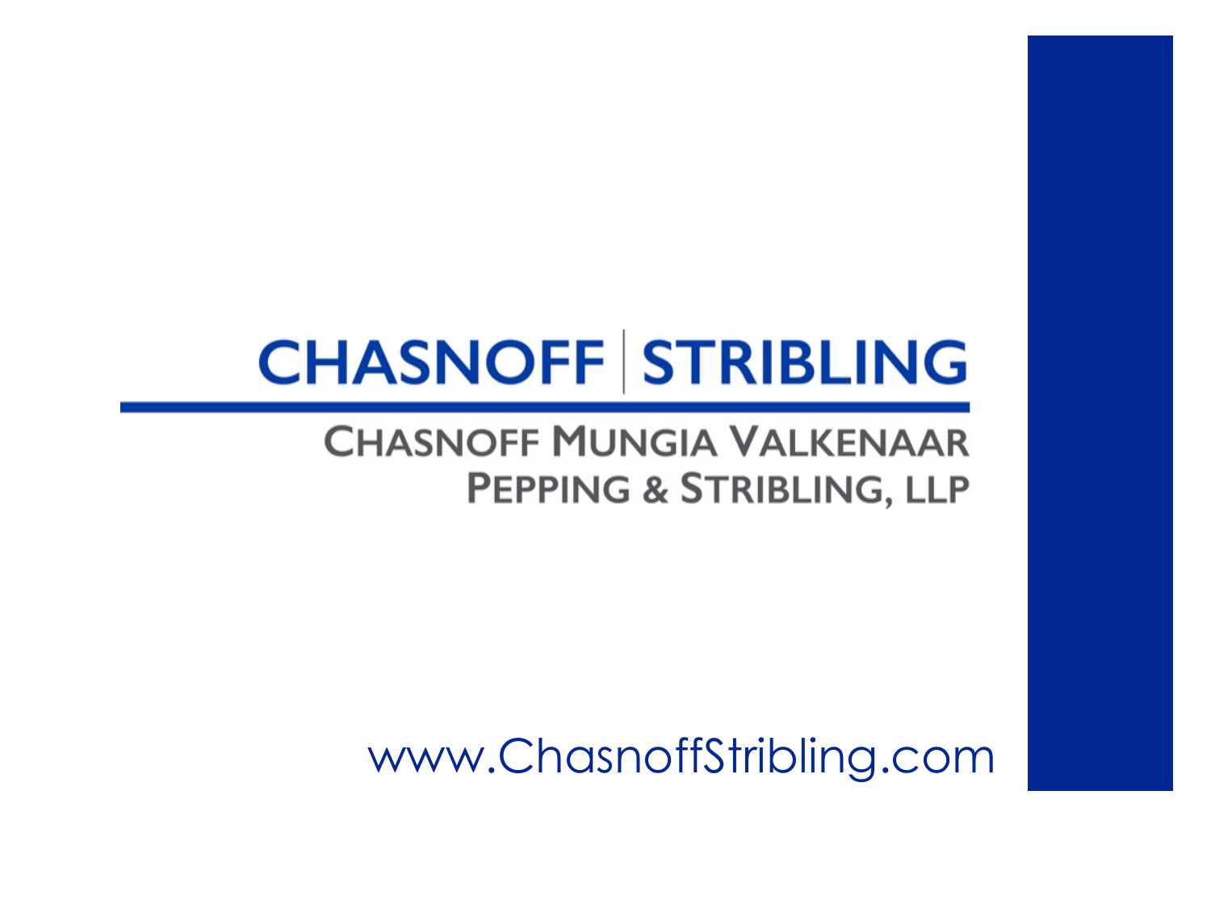# CHASNOFF | STRIBLING

CHASNOFF MUNGIA VALKENAAR
PEPPING & STRIBLING, LLP

www.ChasnoffStribling.com